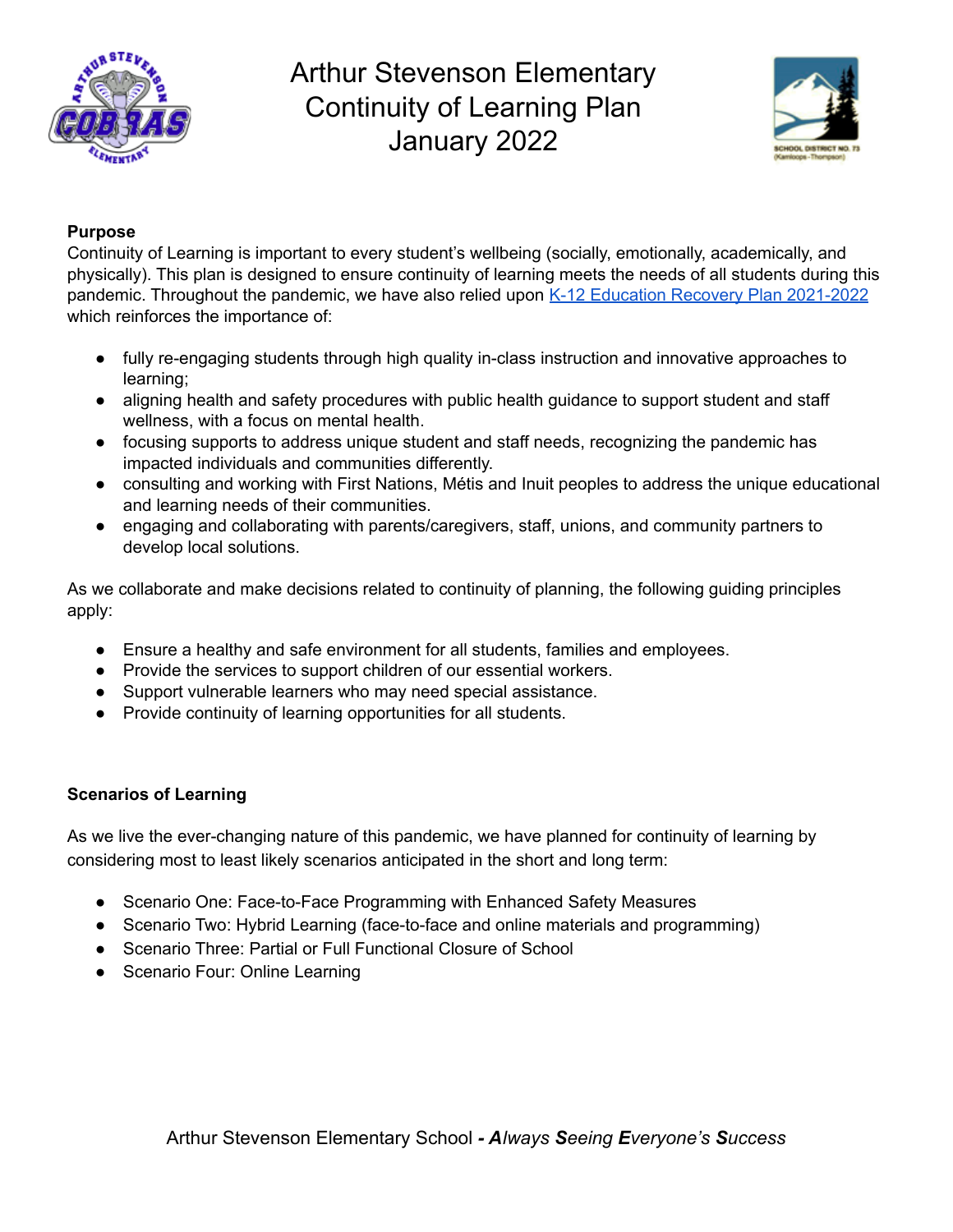# Arthur Stevenson Elementary Continuity of Learning Plan January 2022

**Purpose**

Continuity of Learning is important to every student's wellbeing (socially, emotionally, academically, and physically). This plan is designed to ensure continuity of learning meets the needs of all students during this pandemic. Throughout the pandemic, we have also relied upon K-12 Education Recovery Plan 2021-2022 which reinforces the importance of:

- fully re-engaging students through high quality in-class instruction and innovative approaches to learning;
- aligning health and safety procedures with public health guidance to support student and staff wellness, with a focus on mental health.
- focusing supports to address unique student and staff needs, recognizing the pandemic has impacted individuals and communities differently.
- consulting and working with First Nations, Métis and Inuit peoples to address the unique educational and learning needs of their communities.
- engaging and collaborating with parents/caregivers, staff, unions, and community partners to develop local solutions.

As we collaborate and make decisions related to continuity of planning, the following guiding principles apply:

- Ensure a healthy and safe environment for all students, families and employees.
- Provide the services to support children of our essential workers.
- Support vulnerable learners who may need special assistance.
- Provide continuity of learning opportunities for all students.

**Scenarios of Learning**

As we live the ever-changing nature of this pandemic, we have planned for continuity of learning by considering most to least likely scenarios anticipated in the short and long term:

- Scenario One: Face-to-Face Programming with Enhanced Safety Measures
- Scenario Two: Hybrid Learning (face-to-face and online materials and programming)
- Scenario Three: Partial or Full Functional Closure of School
- Scenario Four: Online Learning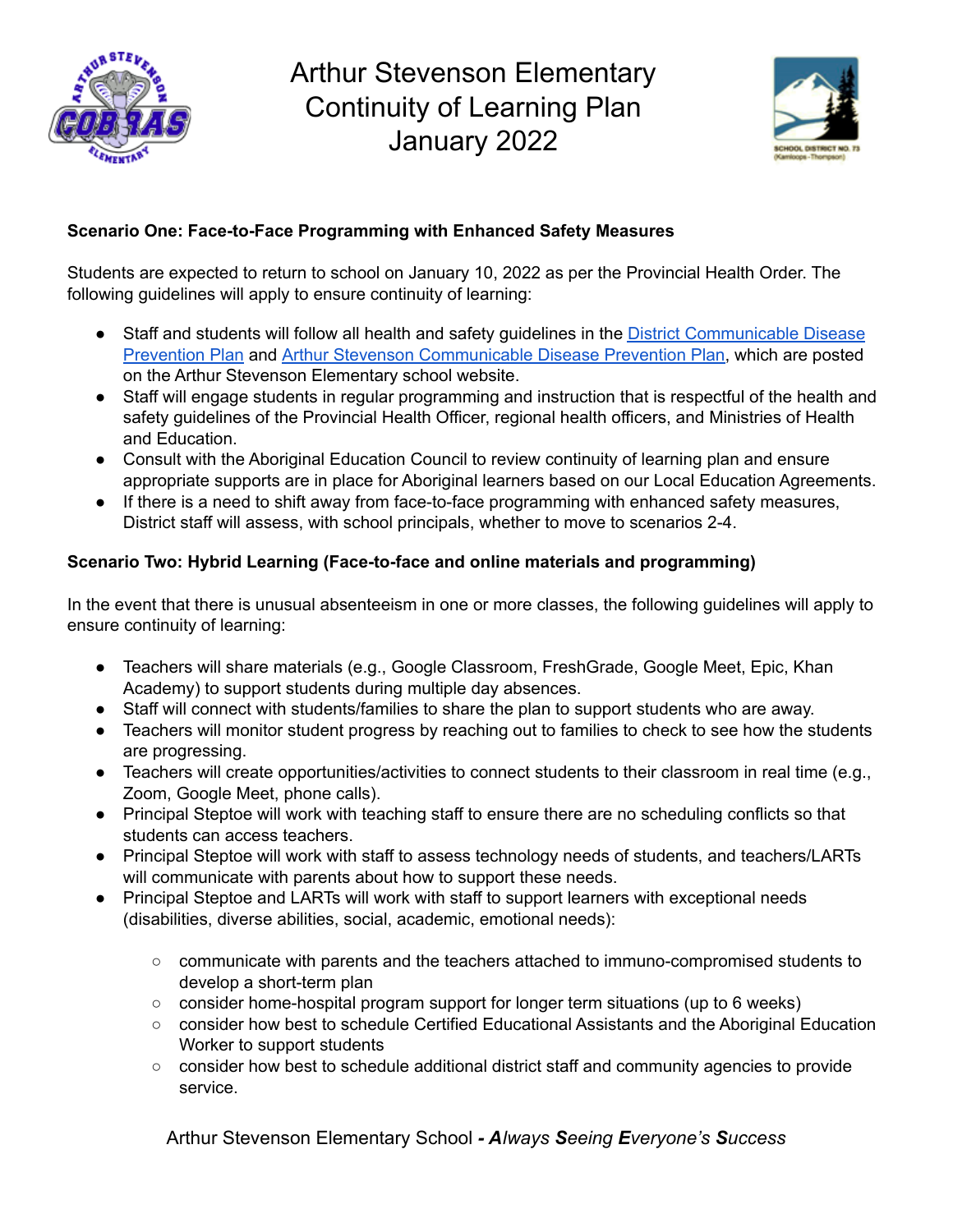# Arthur Stevenson Elementary Continuity of Learning Plan January 2022

**Scenario One: Face-to-Face Programming with Enhanced Safety Measures**

Students are expected to return to school on January 10, 2022 as per the Provincial Health Order. The following guidelines will apply to ensure continuity of learning:

- Staff and students will follow all health and safety guidelines in the District Communicable Disease Prevention Plan and Arthur Stevenson Communicable Disease Prevention Plan, which are posted on the Arthur Stevenson Elementary school website.
- Staff will engage students in regular programming and instruction that is respectful of the health and safety guidelines of the Provincial Health Officer, regional health officers, and Ministries of Health and Education.
- Consult with the Aboriginal Education Council to review continuity of learning plan and ensure appropriate supports are in place for Aboriginal learners based on our Local Education Agreements.
- If there is a need to shift away from face-to-face programming with enhanced safety measures, District staff will assess, with school principals, whether to move to scenarios 2-4.

**Scenario Two: Hybrid Learning (Face-to-face and online materials and programming)**

In the event that there is unusual absenteeism in one or more classes, the following guidelines will apply to ensure continuity of learning:

- Teachers will share materials (e.g., Google Classroom, FreshGrade, Google Meet, Epic, Khan Academy) to support students during multiple day absences.
- Staff will connect with students/families to share the plan to support students who are away.
- Teachers will monitor student progress by reaching out to families to check to see how the students are progressing.
- Teachers will create opportunities/activities to connect students to their classroom in real time (e.g., Zoom, Google Meet, phone calls).
- Principal Steptoe will work with teaching staff to ensure there are no scheduling conflicts so that students can access teachers.
- Principal Steptoe will work with staff to assess technology needs of students, and teachers/LARTs will communicate with parents about how to support these needs.
- Principal Steptoe and LARTs will work with staff to support learners with exceptional needs (disabilities, diverse abilities, social, academic, emotional needs):
  - communicate with parents and the teachers attached to immuno-compromised students to develop a short-term plan
  - consider home-hospital program support for longer term situations (up to 6 weeks)
  - consider how best to schedule Certified Educational Assistants and the Aboriginal Education Worker to support students
  - consider how best to schedule additional district staff and community agencies to provide service.

Arthur Stevenson Elementary School - ***A**lways **S**eeing **E**veryone's **S**uccess*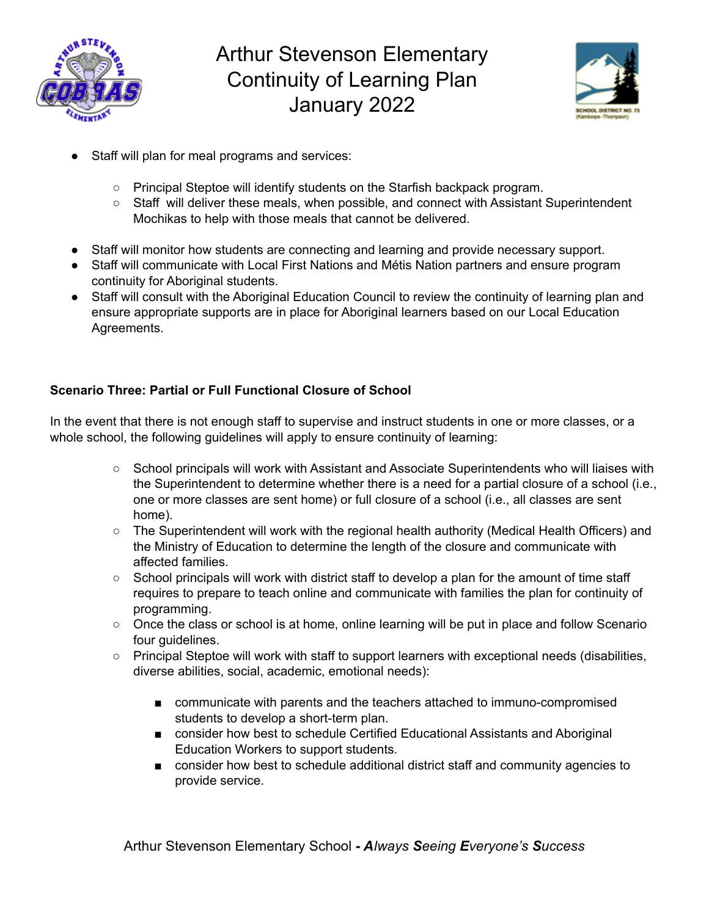- Staff will plan for meal programs and services:

    - Principal Steptoe will identify students on the Starfish backpack program.
    - Staff  will deliver these meals, when possible, and connect with Assistant Superintendent Mochikas to help with those meals that cannot be delivered.

- Staff will monitor how students are connecting and learning and provide necessary support.
- Staff will communicate with Local First Nations and Métis Nation partners and ensure program continuity for Aboriginal students.
- Staff will consult with the Aboriginal Education Council to review the continuity of learning plan and ensure appropriate supports are in place for Aboriginal learners based on our Local Education Agreements.

**Scenario Three: Partial or Full Functional Closure of School**

In the event that there is not enough staff to supervise and instruct students in one or more classes, or a whole school, the following guidelines will apply to ensure continuity of learning:

- School principals will work with Assistant and Associate Superintendents who will liaises with the Superintendent to determine whether there is a need for a partial closure of a school (i.e., one or more classes are sent home) or full closure of a school (i.e., all classes are sent home).
- The Superintendent will work with the regional health authority (Medical Health Officers) and the Ministry of Education to determine the length of the closure and communicate with affected families.
- School principals will work with district staff to develop a plan for the amount of time staff requires to prepare to teach online and communicate with families the plan for continuity of programming.
- Once the class or school is at home, online learning will be put in place and follow Scenario four guidelines.
- Principal Steptoe will work with staff to support learners with exceptional needs (disabilities, diverse abilities, social, academic, emotional needs):

    - communicate with parents and the teachers attached to immuno-compromised students to develop a short-term plan.
    - consider how best to schedule Certified Educational Assistants and Aboriginal Education Workers to support students.
    - consider how best to schedule additional district staff and community agencies to provide service.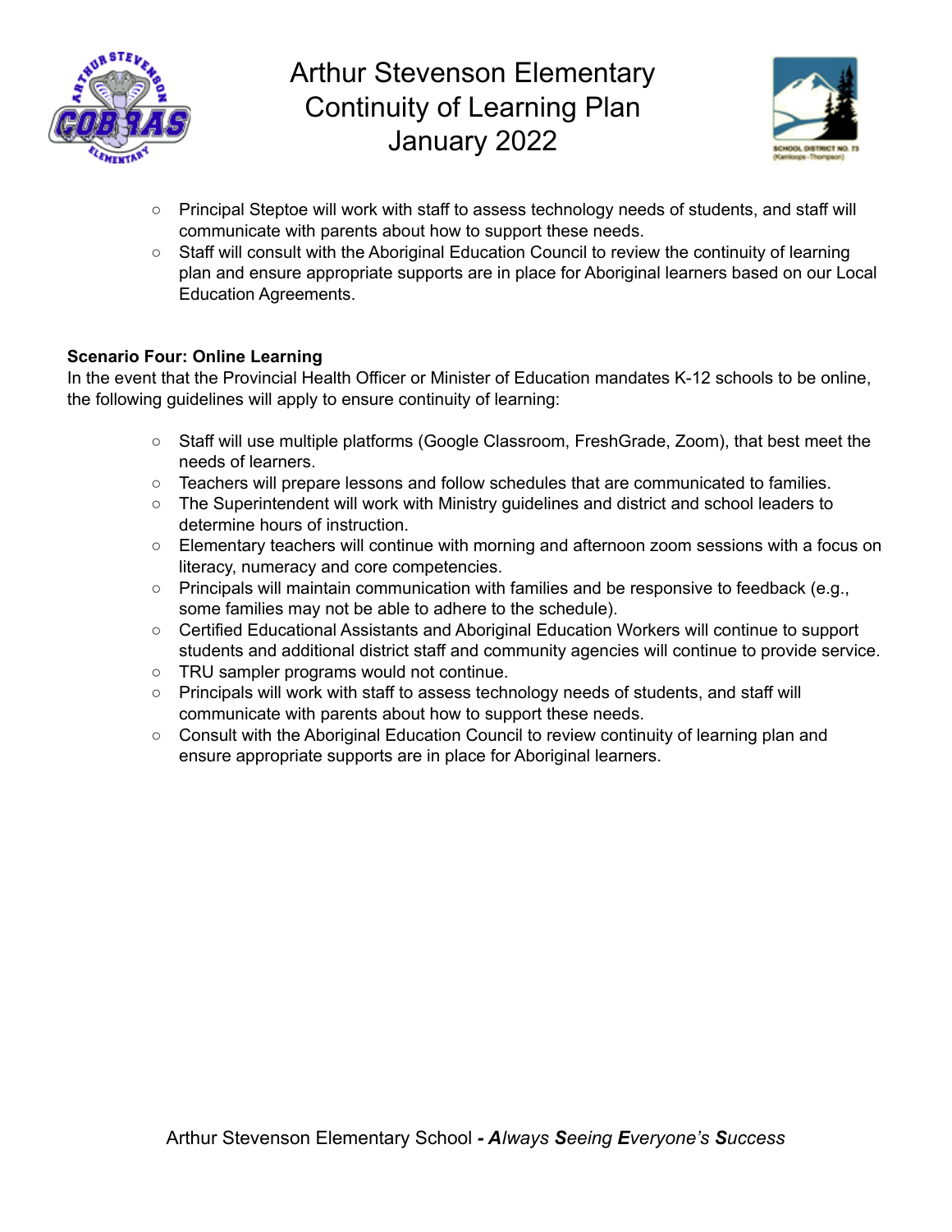- Principal Steptoe will work with staff to assess technology needs of students, and staff will communicate with parents about how to support these needs.
- Staff will consult with the Aboriginal Education Council to review the continuity of learning plan and ensure appropriate supports are in place for Aboriginal learners based on our Local Education Agreements.

**Scenario Four: Online Learning**

In the event that the Provincial Health Officer or Minister of Education mandates K-12 schools to be online, the following guidelines will apply to ensure continuity of learning:

- Staff will use multiple platforms (Google Classroom, FreshGrade, Zoom), that best meet the needs of learners.
- Teachers will prepare lessons and follow schedules that are communicated to families.
- The Superintendent will work with Ministry guidelines and district and school leaders to determine hours of instruction.
- Elementary teachers will continue with morning and afternoon zoom sessions with a focus on literacy, numeracy and core competencies.
- Principals will maintain communication with families and be responsive to feedback (e.g., some families may not be able to adhere to the schedule).
- Certified Educational Assistants and Aboriginal Education Workers will continue to support students and additional district staff and community agencies will continue to provide service.
- TRU sampler programs would not continue.
- Principals will work with staff to assess technology needs of students, and staff will communicate with parents about how to support these needs.
- Consult with the Aboriginal Education Council to review continuity of learning plan and ensure appropriate supports are in place for Aboriginal learners.